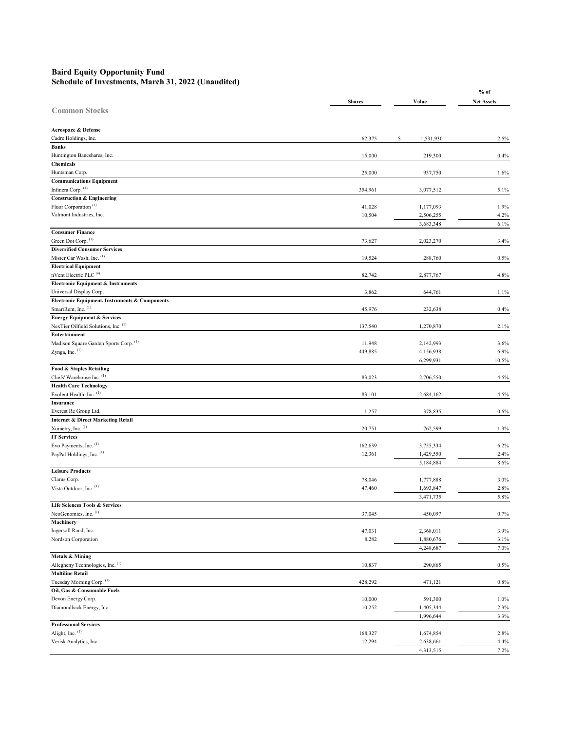# Baird Equity Opportunity Fund
## Schedule of Investments, March 31, 2022 (Unaudited)

| | Shares | Value | % of Net Assets |
|---|---|---|---|
| **Common Stocks** | | | |
| **Aerospace & Defense** | | | |
| Cadre Holdings, Inc. | 62,375 | $ 1,531,930 | 2.5% |
| **Banks** | | | |
| Huntington Bancshares, Inc. | 15,000 | 219,300 | 0.4% |
| **Chemicals** | | | |
| Huntsman Corp. | 25,000 | 937,750 | 1.6% |
| **Communications Equipment** | | | |
| Infinera Corp. (1) | 354,961 | 3,077,512 | 5.1% |
| **Construction & Engineering** | | | |
| Fluor Corporation (1) | 41,028 | 1,177,093 | 1.9% |
| Valmont Industries, Inc. | 10,504 | 2,506,255 | 4.2% |
| | | 3,683,348 | 6.1% |
| **Consumer Finance** | | | |
| Green Dot Corp. (1) | 73,627 | 2,023,270 | 3.4% |
| **Diversified Consumer Services** | | | |
| Mister Car Wash, Inc. (1) | 19,524 | 288,760 | 0.5% |
| **Electrical Equipment** | | | |
| nVent Electric PLC (4) | 82,742 | 2,877,767 | 4.8% |
| **Electronic Equipment & Instruments** | | | |
| Universal Display Corp. | 3,862 | 644,761 | 1.1% |
| **Electronic Equipment, Instruments & Components** | | | |
| SmartRent, Inc. (1) | 45,976 | 232,638 | 0.4% |
| **Energy Equipment & Services** | | | |
| NexTier Oilfield Solutions, Inc. (1) | 137,540 | 1,270,870 | 2.1% |
| **Entertainment** | | | |
| Madison Square Garden Sports Corp. (1) | 11,948 | 2,142,993 | 3.6% |
| Zynga, Inc. (1) | 449,885 | 4,156,938 | 6.9% |
| | | 6,299,931 | 10.5% |
| **Food & Staples Retailing** | | | |
| Chefs' Warehouse Inc. (1) | 83,023 | 2,706,550 | 4.5% |
| **Health Care Technology** | | | |
| Evolent Health, Inc. (1) | 83,101 | 2,684,162 | 4.5% |
| **Insurance** | | | |
| Everest Re Group Ltd. | 1,257 | 378,835 | 0.6% |
| **Internet & Direct Marketing Retail** | | | |
| Xometry, Inc. (1) | 20,751 | 762,599 | 1.3% |
| **IT Services** | | | |
| Evo Payments, Inc. (1) | 162,639 | 3,755,334 | 6.2% |
| PayPal Holdings, Inc. (1) | 12,361 | 1,429,550 | 2.4% |
| | | 5,184,884 | 8.6% |
| **Leisure Products** | | | |
| Clarus Corp. | 78,046 | 1,777,888 | 3.0% |
| Vista Outdoor, Inc. (1) | 47,460 | 1,693,847 | 2.8% |
| | | 3,471,735 | 5.8% |
| **Life Sciences Tools & Services** | | | |
| NeoGenomics, Inc. (1) | 37,045 | 450,097 | 0.7% |
| **Machinery** | | | |
| Ingersoll Rand, Inc. | 47,031 | 2,368,011 | 3.9% |
| Nordson Corporation | 8,282 | 1,880,676 | 3.1% |
| | | 4,248,687 | 7.0% |
| **Metals & Mining** | | | |
| Allegheny Technologies, Inc. (1) | 10,837 | 290,865 | 0.5% |
| **Multiline Retail** | | | |
| Tuesday Morning Corp. (1) | 428,292 | 471,121 | 0.8% |
| **Oil, Gas & Consumable Fuels** | | | |
| Devon Energy Corp. | 10,000 | 591,300 | 1.0% |
| Diamondback Energy, Inc. | 10,252 | 1,405,344 | 2.3% |
| | | 1,996,644 | 3.3% |
| **Professional Services** | | | |
| Alight, Inc. (1) | 168,327 | 1,674,854 | 2.8% |
| Verisk Analytics, Inc. | 12,294 | 2,638,661 | 4.4% |
| | | 4,313,515 | 7.2% |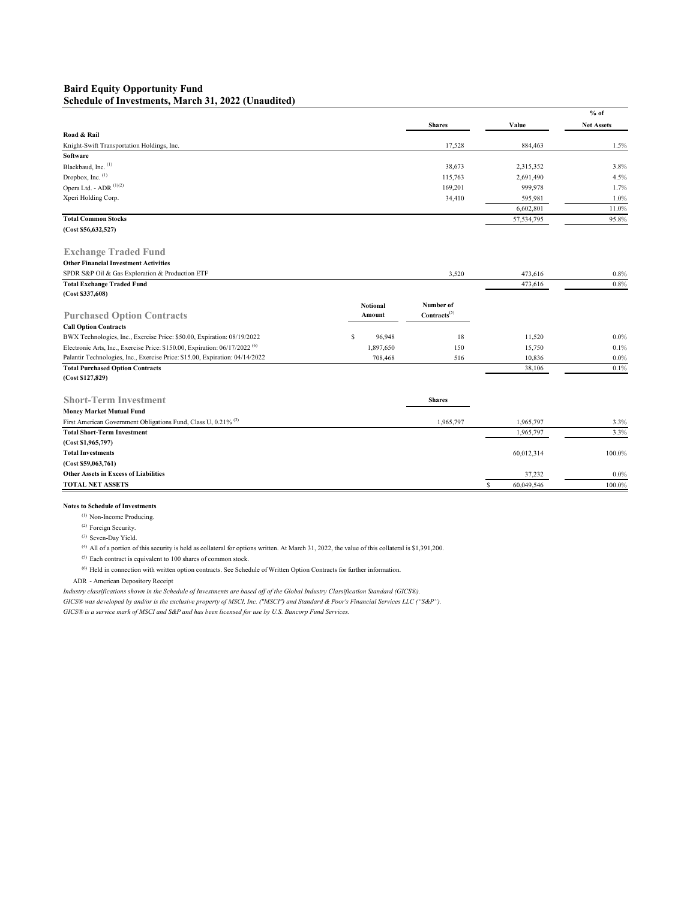**Baird Equity Opportunity Fund**
**Schedule of Investments, March 31, 2022 (Unaudited)**

| | | Shares | Value | % of Net Assets |
|---|---|---|---|---|
| **Road & Rail** | | | | |
| Knight-Swift Transportation Holdings, Inc. | | 17,528 | 884,463 | 1.5% |
| **Software** | | | | |
| Blackbaud, Inc. [1] | | 38,673 | 2,315,352 | 3.8% |
| Dropbox, Inc. [1] | | 115,763 | 2,691,490 | 4.5% |
| Opera Ltd. - ADR [1][2] | | 169,201 | 999,978 | 1.7% |
| Xperi Holding Corp. | | 34,410 | 595,981 | 1.0% |
| | | | 6,602,801 | 11.0% |
| **Total Common Stocks** | | | 57,534,795 | 95.8% |
| **(Cost $56,632,527)** | | | | |
| **Exchange Traded Fund** | | | | |
| **Other Financial Investment Activities** | | | | |
| SPDR S&P Oil & Gas Exploration & Production ETF | | 3,520 | 473,616 | 0.8% |
| **Total Exchange Traded Fund** | | | 473,616 | 0.8% |
| **(Cost $337,608)** | | | | |
| **Purchased Option Contracts** | **Notional Amount** | **Number of Contracts[5]** | | |
| **Call Option Contracts** | | | | |
| BWX Technologies, Inc., Exercise Price: $50.00, Expiration: 08/19/2022 | $ 96,948 | 18 | 11,520 | 0.0% |
| Electronic Arts, Inc., Exercise Price: $150.00, Expiration: 06/17/2022 [6] | 1,897,650 | 150 | 15,750 | 0.1% |
| Palantir Technologies, Inc., Exercise Price: $15.00, Expiration: 04/14/2022 | 708,468 | 516 | 10,836 | 0.0% |
| **Total Purchased Option Contracts** | | | 38,106 | 0.1% |
| **(Cost $127,829)** | | | | |
| **Short-Term Investment** | | **Shares** | | |
| **Money Market Mutual Fund** | | | | |
| First American Government Obligations Fund, Class U, 0.21% [3] | | 1,965,797 | 1,965,797 | 3.3% |
| **Total Short-Term Investment** | | | 1,965,797 | 3.3% |
| **(Cost $1,965,797)** | | | | |
| **Total Investments** | | | 60,012,314 | 100.0% |
| **(Cost $59,063,761)** | | | | |
| **Other Assets in Excess of Liabilities** | | | 37,232 | 0.0% |
| **TOTAL NET ASSETS** | | | $ 60,049,546 | 100.0% |

**Notes to Schedule of Investments**

[1] Non-Income Producing.

[2] Foreign Security.

[3] Seven-Day Yield.

[4] All of a portion of this security is held as collateral for options written. At March 31, 2022, the value of this collateral is $1,391,200.

[5] Each contract is equivalent to 100 shares of common stock.

[6] Held in connection with written option contracts. See Schedule of Written Option Contracts for further information.

ADR - American Depository Receipt

*Industry classifications shown in the Schedule of Investments are based off of the Global Industry Classification Standard (GICS®).*
*GICS® was developed by and/or is the exclusive property of MSCI, Inc. ("MSCI") and Standard & Poor's Financial Services LLC ("S&P").*
*GICS® is a service mark of MSCI and S&P and has been licensed for use by U.S. Bancorp Fund Services.*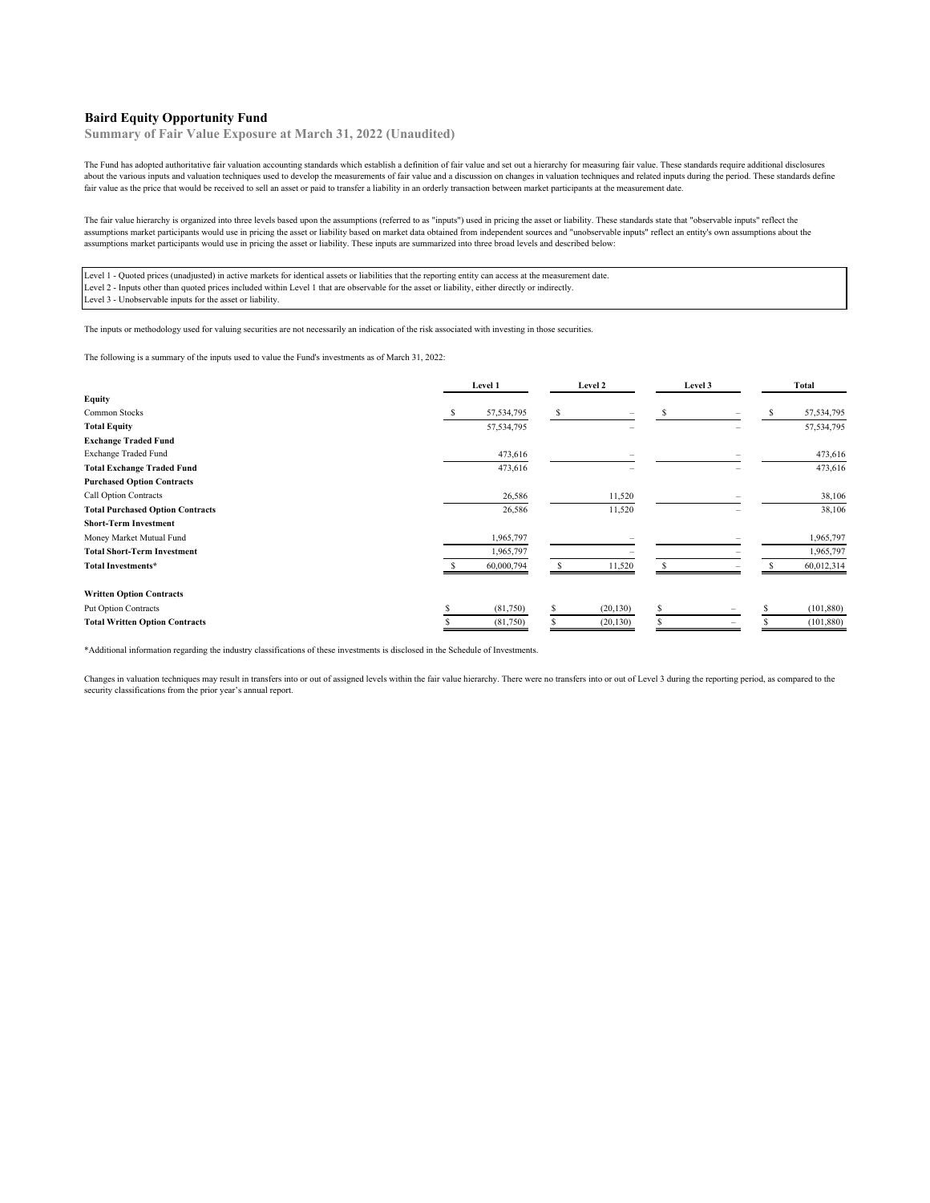# Baird Equity Opportunity Fund

## Summary of Fair Value Exposure at March 31, 2022 (Unaudited)

The Fund has adopted authoritative fair valuation accounting standards which establish a definition of fair value and set out a hierarchy for measuring fair value. These standards require additional disclosures about the various inputs and valuation techniques used to develop the measurements of fair value and a discussion on changes in valuation techniques and related inputs during the period. These standards define fair value as the price that would be received to sell an asset or paid to transfer a liability in an orderly transaction between market participants at the measurement date.

The fair value hierarchy is organized into three levels based upon the assumptions (referred to as "inputs") used in pricing the asset or liability. These standards state that "observable inputs" reflect the assumptions market participants would use in pricing the asset or liability based on market data obtained from independent sources and "unobservable inputs" reflect an entity's own assumptions about the assumptions market participants would use in pricing the asset or liability. These inputs are summarized into three broad levels and described below:

Level 1 - Quoted prices (unadjusted) in active markets for identical assets or liabilities that the reporting entity can access at the measurement date.
Level 2 - Inputs other than quoted prices included within Level 1 that are observable for the asset or liability, either directly or indirectly.
Level 3 - Unobservable inputs for the asset or liability.

The inputs or methodology used for valuing securities are not necessarily an indication of the risk associated with investing in those securities.

The following is a summary of the inputs used to value the Fund's investments as of March 31, 2022:

| | Level 1 | Level 2 | Level 3 | Total |
|---|---|---|---|---|
| **Equity** | | | | |
| Common Stocks | $ 57,534,795 | $ – | $ – | $ 57,534,795 |
| **Total Equity** | 57,534,795 | – | – | 57,534,795 |
| **Exchange Traded Fund** | | | | |
| Exchange Traded Fund | 473,616 | – | – | 473,616 |
| **Total Exchange Traded Fund** | 473,616 | – | – | 473,616 |
| **Purchased Option Contracts** | | | | |
| Call Option Contracts | 26,586 | 11,520 | – | 38,106 |
| **Total Purchased Option Contracts** | 26,586 | 11,520 | – | 38,106 |
| **Short-Term Investment** | | | | |
| Money Market Mutual Fund | 1,965,797 | – | – | 1,965,797 |
| **Total Short-Term Investment** | 1,965,797 | – | – | 1,965,797 |
| **Total Investments*** | $ 60,000,794 | $ 11,520 | $ – | $ 60,012,314 |
| | | | | |
| **Written Option Contracts** | | | | |
| Put Option Contracts | $ (81,750) | $ (20,130) | $ – | $ (101,880) |
| **Total Written Option Contracts** | $ (81,750) | $ (20,130) | $ – | $ (101,880) |

*Additional information regarding the industry classifications of these investments is disclosed in the Schedule of Investments.

Changes in valuation techniques may result in transfers into or out of assigned levels within the fair value hierarchy. There were no transfers into or out of Level 3 during the reporting period, as compared to the security classifications from the prior year's annual report.